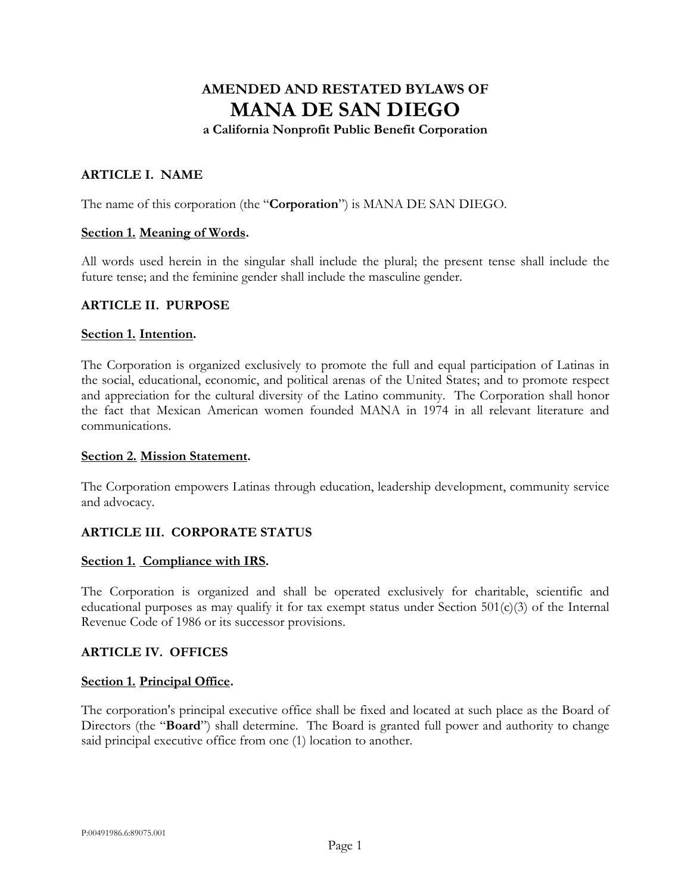# AMENDED AND RESTATED BYLAWS OF MANA DE SAN DIEGO

**a California Nonprofit Public Benefit Corporation**

## ARTICLE I. NAME

The name of this corporation (the "**Corporation**") is MANA DE SAN DIEGO.

### Section 1. Meaning of Words.

All words used herein in the singular shall include the plural; the present tense shall include the future tense; and the feminine gender shall include the masculine gender.

## ARTICLE II. PURPOSE

### Section 1. Intention.

The Corporation is organized exclusively to promote the full and equal participation of Latinas in the social, educational, economic, and political arenas of the United States; and to promote respect and appreciation for the cultural diversity of the Latino community. The Corporation shall honor the fact that Mexican American women founded MANA in 1974 in all relevant literature and communications.

### Section 2. Mission Statement.

The Corporation empowers Latinas through education, leadership development, community service and advocacy.

## ARTICLE III. CORPORATE STATUS

### Section 1. Compliance with IRS.

The Corporation is organized and shall be operated exclusively for charitable, scientific and educational purposes as may qualify it for tax exempt status under Section 501(c)(3) of the Internal Revenue Code of 1986 or its successor provisions.

## ARTICLE IV. OFFICES

### Section 1. Principal Office.

The corporation's principal executive office shall be fixed and located at such place as the Board of Directors (the "**Board**") shall determine. The Board is granted full power and authority to change said principal executive office from one (1) location to another.

P:00491986.6:89075.001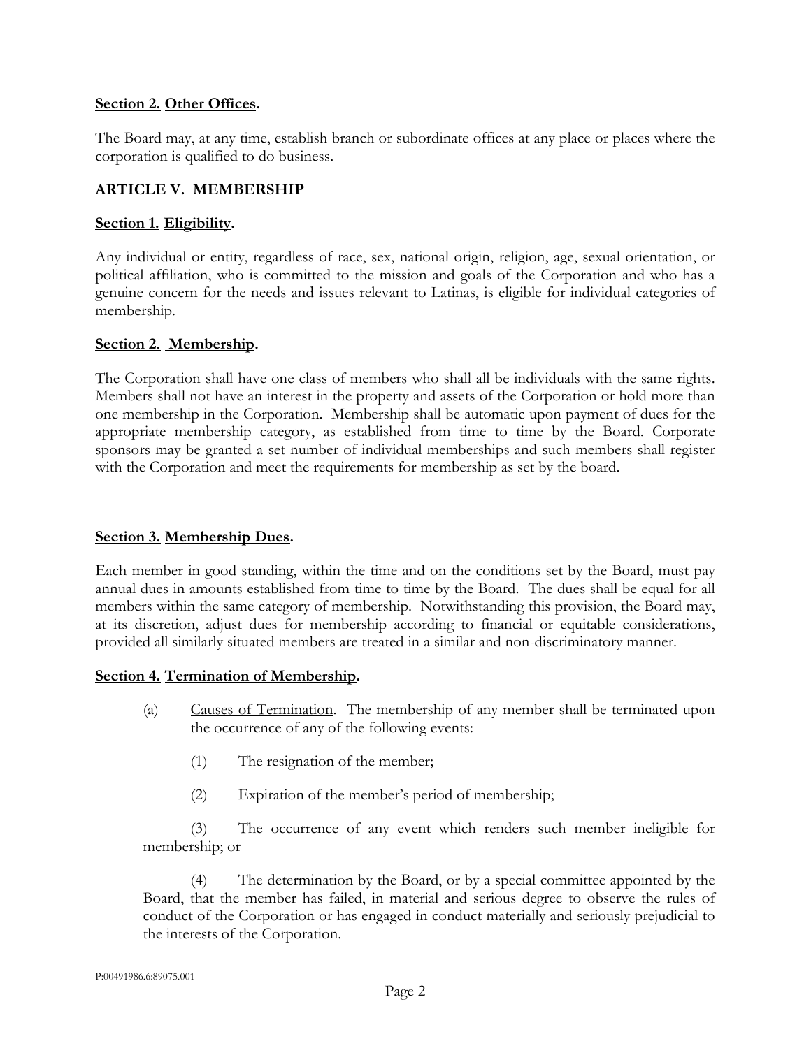**Section 2. Other Offices.**

The Board may, at any time, establish branch or subordinate offices at any place or places where the corporation is qualified to do business.

## ARTICLE V. MEMBERSHIP

**Section 1. Eligibility.**

Any individual or entity, regardless of race, sex, national origin, religion, age, sexual orientation, or political affiliation, who is committed to the mission and goals of the Corporation and who has a genuine concern for the needs and issues relevant to Latinas, is eligible for individual categories of membership.

**Section 2. Membership.**

The Corporation shall have one class of members who shall all be individuals with the same rights. Members shall not have an interest in the property and assets of the Corporation or hold more than one membership in the Corporation. Membership shall be automatic upon payment of dues for the appropriate membership category, as established from time to time by the Board. Corporate sponsors may be granted a set number of individual memberships and such members shall register with the Corporation and meet the requirements for membership as set by the board.

**Section 3. Membership Dues.**

Each member in good standing, within the time and on the conditions set by the Board, must pay annual dues in amounts established from time to time by the Board. The dues shall be equal for all members within the same category of membership. Notwithstanding this provision, the Board may, at its discretion, adjust dues for membership according to financial or equitable considerations, provided all similarly situated members are treated in a similar and non-discriminatory manner.

**Section 4. Termination of Membership.**

(a) Causes of Termination. The membership of any member shall be terminated upon the occurrence of any of the following events:

(1) The resignation of the member;

(2) Expiration of the member's period of membership;

(3) The occurrence of any event which renders such member ineligible for membership; or

(4) The determination by the Board, or by a special committee appointed by the Board, that the member has failed, in material and serious degree to observe the rules of conduct of the Corporation or has engaged in conduct materially and seriously prejudicial to the interests of the Corporation.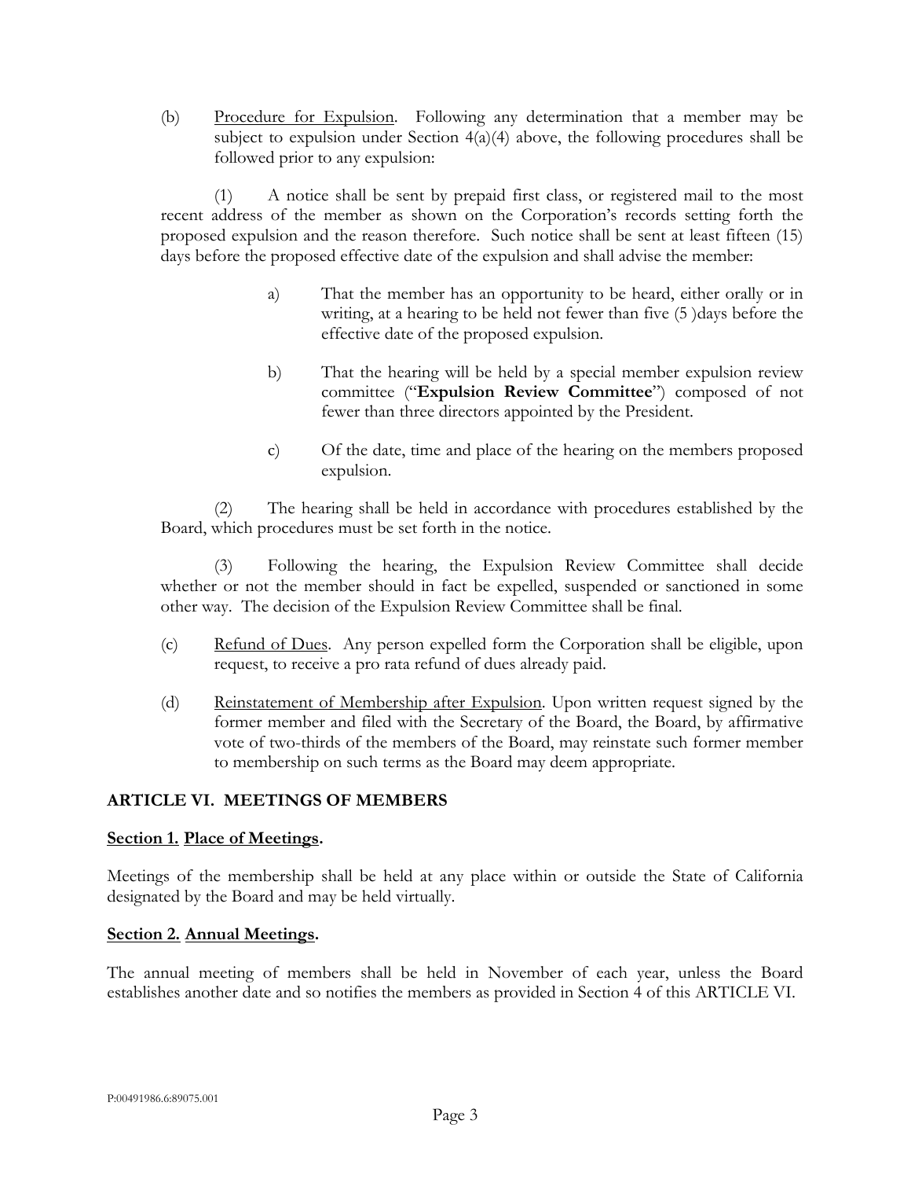(b) Procedure for Expulsion. Following any determination that a member may be subject to expulsion under Section 4(a)(4) above, the following procedures shall be followed prior to any expulsion:

(1) A notice shall be sent by prepaid first class, or registered mail to the most recent address of the member as shown on the Corporation's records setting forth the proposed expulsion and the reason therefore. Such notice shall be sent at least fifteen (15) days before the proposed effective date of the expulsion and shall advise the member:

a) That the member has an opportunity to be heard, either orally or in writing, at a hearing to be held not fewer than five (5 )days before the effective date of the proposed expulsion.

b) That the hearing will be held by a special member expulsion review committee ("**Expulsion Review Committee**") composed of not fewer than three directors appointed by the President.

c) Of the date, time and place of the hearing on the members proposed expulsion.

(2) The hearing shall be held in accordance with procedures established by the Board, which procedures must be set forth in the notice.

(3) Following the hearing, the Expulsion Review Committee shall decide whether or not the member should in fact be expelled, suspended or sanctioned in some other way. The decision of the Expulsion Review Committee shall be final.

(c) Refund of Dues. Any person expelled form the Corporation shall be eligible, upon request, to receive a pro rata refund of dues already paid.

(d) Reinstatement of Membership after Expulsion. Upon written request signed by the former member and filed with the Secretary of the Board, the Board, by affirmative vote of two-thirds of the members of the Board, may reinstate such former member to membership on such terms as the Board may deem appropriate.

## ARTICLE VI. MEETINGS OF MEMBERS

### Section 1. Place of Meetings.

Meetings of the membership shall be held at any place within or outside the State of California designated by the Board and may be held virtually.

### Section 2. Annual Meetings.

The annual meeting of members shall be held in November of each year, unless the Board establishes another date and so notifies the members as provided in Section 4 of this ARTICLE VI.

P:00491986.6:89075.001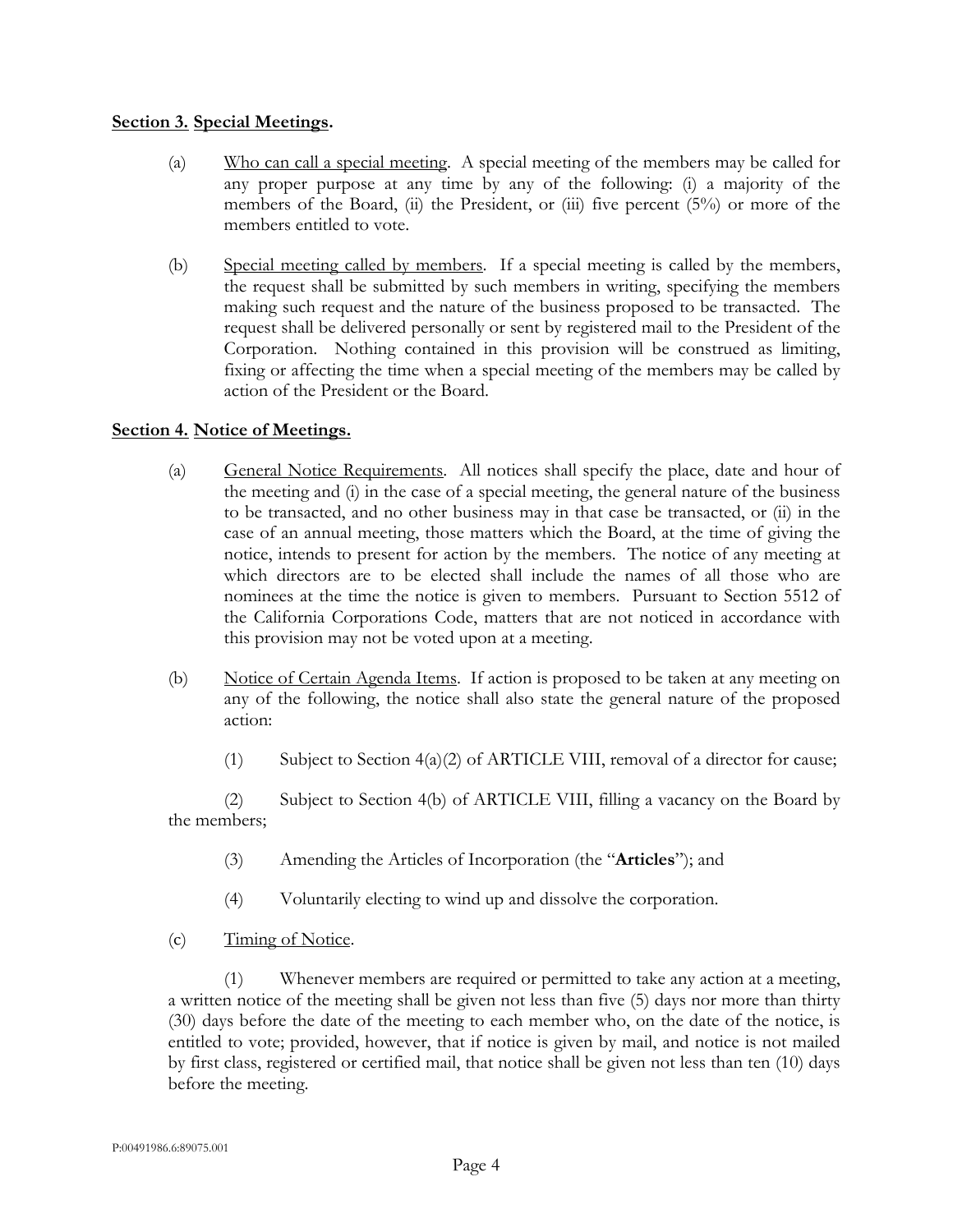**Section 3. Special Meetings.**

(a) Who can call a special meeting. A special meeting of the members may be called for any proper purpose at any time by any of the following: (i) a majority of the members of the Board, (ii) the President, or (iii) five percent (5%) or more of the members entitled to vote.

(b) Special meeting called by members. If a special meeting is called by the members, the request shall be submitted by such members in writing, specifying the members making such request and the nature of the business proposed to be transacted. The request shall be delivered personally or sent by registered mail to the President of the Corporation. Nothing contained in this provision will be construed as limiting, fixing or affecting the time when a special meeting of the members may be called by action of the President or the Board.

**Section 4. Notice of Meetings.**

(a) General Notice Requirements. All notices shall specify the place, date and hour of the meeting and (i) in the case of a special meeting, the general nature of the business to be transacted, and no other business may in that case be transacted, or (ii) in the case of an annual meeting, those matters which the Board, at the time of giving the notice, intends to present for action by the members. The notice of any meeting at which directors are to be elected shall include the names of all those who are nominees at the time the notice is given to members. Pursuant to Section 5512 of the California Corporations Code, matters that are not noticed in accordance with this provision may not be voted upon at a meeting.

(b) Notice of Certain Agenda Items. If action is proposed to be taken at any meeting on any of the following, the notice shall also state the general nature of the proposed action:

(1) Subject to Section 4(a)(2) of ARTICLE VIII, removal of a director for cause;

(2) Subject to Section 4(b) of ARTICLE VIII, filling a vacancy on the Board by the members;

(3) Amending the Articles of Incorporation (the "**Articles**"); and

(4) Voluntarily electing to wind up and dissolve the corporation.

(c) Timing of Notice.

(1) Whenever members are required or permitted to take any action at a meeting, a written notice of the meeting shall be given not less than five (5) days nor more than thirty (30) days before the date of the meeting to each member who, on the date of the notice, is entitled to vote; provided, however, that if notice is given by mail, and notice is not mailed by first class, registered or certified mail, that notice shall be given not less than ten (10) days before the meeting.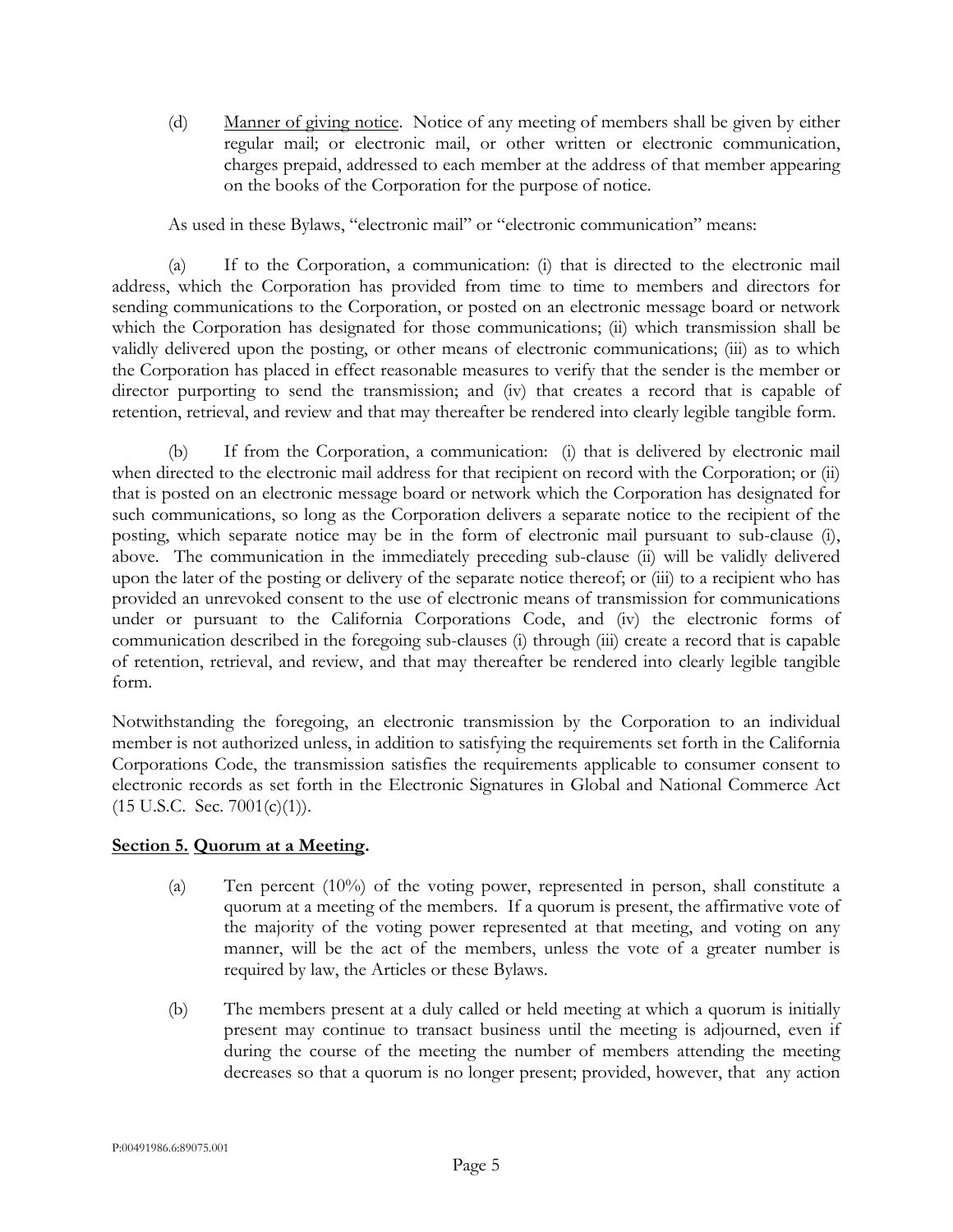(d) Manner of giving notice. Notice of any meeting of members shall be given by either regular mail; or electronic mail, or other written or electronic communication, charges prepaid, addressed to each member at the address of that member appearing on the books of the Corporation for the purpose of notice.

As used in these Bylaws, "electronic mail" or "electronic communication" means:

(a) If to the Corporation, a communication: (i) that is directed to the electronic mail address, which the Corporation has provided from time to time to members and directors for sending communications to the Corporation, or posted on an electronic message board or network which the Corporation has designated for those communications; (ii) which transmission shall be validly delivered upon the posting, or other means of electronic communications; (iii) as to which the Corporation has placed in effect reasonable measures to verify that the sender is the member or director purporting to send the transmission; and (iv) that creates a record that is capable of retention, retrieval, and review and that may thereafter be rendered into clearly legible tangible form.

(b) If from the Corporation, a communication: (i) that is delivered by electronic mail when directed to the electronic mail address for that recipient on record with the Corporation; or (ii) that is posted on an electronic message board or network which the Corporation has designated for such communications, so long as the Corporation delivers a separate notice to the recipient of the posting, which separate notice may be in the form of electronic mail pursuant to sub-clause (i), above. The communication in the immediately preceding sub-clause (ii) will be validly delivered upon the later of the posting or delivery of the separate notice thereof; or (iii) to a recipient who has provided an unrevoked consent to the use of electronic means of transmission for communications under or pursuant to the California Corporations Code, and (iv) the electronic forms of communication described in the foregoing sub-clauses (i) through (iii) create a record that is capable of retention, retrieval, and review, and that may thereafter be rendered into clearly legible tangible form.

Notwithstanding the foregoing, an electronic transmission by the Corporation to an individual member is not authorized unless, in addition to satisfying the requirements set forth in the California Corporations Code, the transmission satisfies the requirements applicable to consumer consent to electronic records as set forth in the Electronic Signatures in Global and National Commerce Act (15 U.S.C. Sec. 7001(c)(1)).

**Section 5. Quorum at a Meeting.**

(a) Ten percent (10%) of the voting power, represented in person, shall constitute a quorum at a meeting of the members. If a quorum is present, the affirmative vote of the majority of the voting power represented at that meeting, and voting on any manner, will be the act of the members, unless the vote of a greater number is required by law, the Articles or these Bylaws.

(b) The members present at a duly called or held meeting at which a quorum is initially present may continue to transact business until the meeting is adjourned, even if during the course of the meeting the number of members attending the meeting decreases so that a quorum is no longer present; provided, however, that any action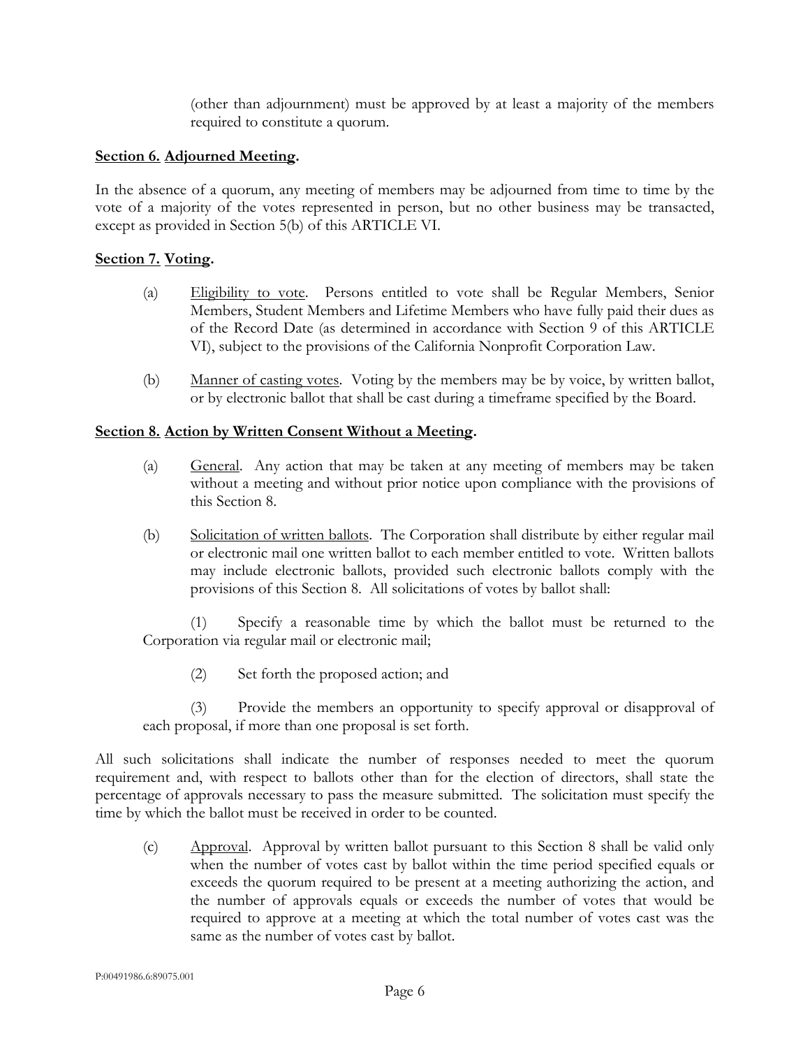(other than adjournment) must be approved by at least a majority of the members required to constitute a quorum.

**Section 6. Adjourned Meeting.**

In the absence of a quorum, any meeting of members may be adjourned from time to time by the vote of a majority of the votes represented in person, but no other business may be transacted, except as provided in Section 5(b) of this ARTICLE VI.

**Section 7. Voting.**

(a) Eligibility to vote. Persons entitled to vote shall be Regular Members, Senior Members, Student Members and Lifetime Members who have fully paid their dues as of the Record Date (as determined in accordance with Section 9 of this ARTICLE VI), subject to the provisions of the California Nonprofit Corporation Law.

(b) Manner of casting votes. Voting by the members may be by voice, by written ballot, or by electronic ballot that shall be cast during a timeframe specified by the Board.

**Section 8. Action by Written Consent Without a Meeting.**

(a) General. Any action that may be taken at any meeting of members may be taken without a meeting and without prior notice upon compliance with the provisions of this Section 8.

(b) Solicitation of written ballots. The Corporation shall distribute by either regular mail or electronic mail one written ballot to each member entitled to vote. Written ballots may include electronic ballots, provided such electronic ballots comply with the provisions of this Section 8. All solicitations of votes by ballot shall:

(1) Specify a reasonable time by which the ballot must be returned to the Corporation via regular mail or electronic mail;

(2) Set forth the proposed action; and

(3) Provide the members an opportunity to specify approval or disapproval of each proposal, if more than one proposal is set forth.

All such solicitations shall indicate the number of responses needed to meet the quorum requirement and, with respect to ballots other than for the election of directors, shall state the percentage of approvals necessary to pass the measure submitted. The solicitation must specify the time by which the ballot must be received in order to be counted.

(c) Approval. Approval by written ballot pursuant to this Section 8 shall be valid only when the number of votes cast by ballot within the time period specified equals or exceeds the quorum required to be present at a meeting authorizing the action, and the number of approvals equals or exceeds the number of votes that would be required to approve at a meeting at which the total number of votes cast was the same as the number of votes cast by ballot.

P:00491986.6:89075.001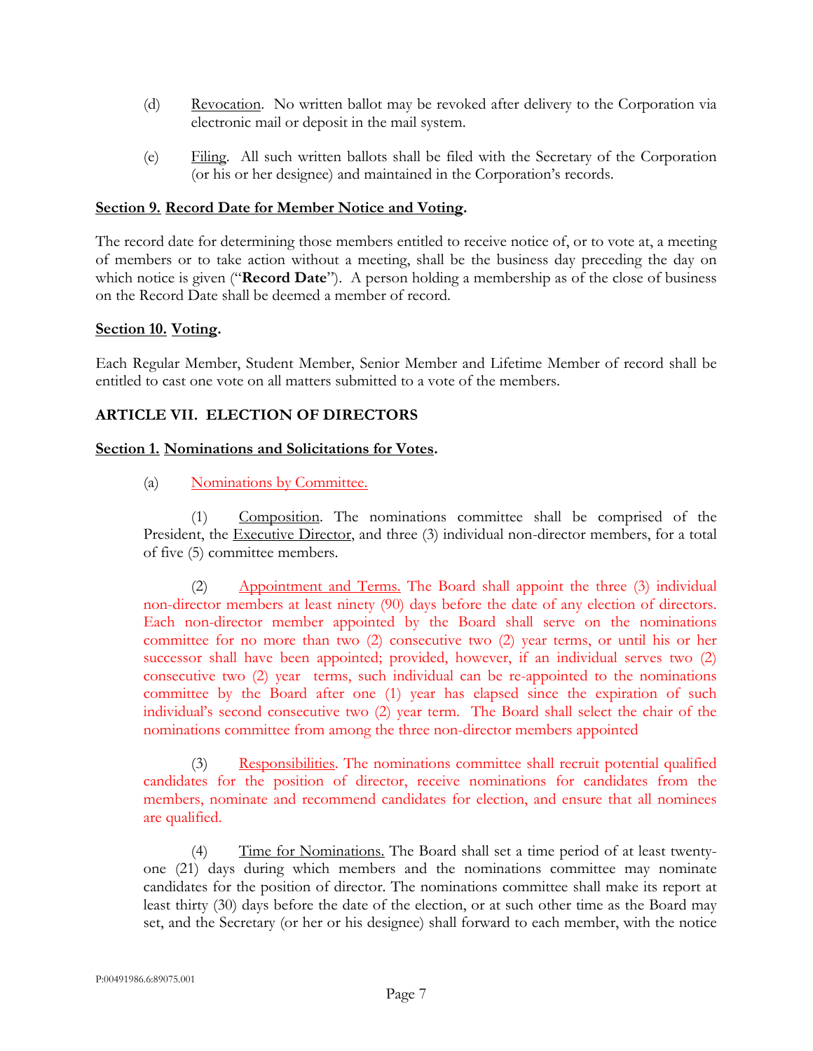(d) Revocation. No written ballot may be revoked after delivery to the Corporation via electronic mail or deposit in the mail system.

(e) Filing. All such written ballots shall be filed with the Secretary of the Corporation (or his or her designee) and maintained in the Corporation's records.

**Section 9. Record Date for Member Notice and Voting.**

The record date for determining those members entitled to receive notice of, or to vote at, a meeting of members or to take action without a meeting, shall be the business day preceding the day on which notice is given ("**Record Date**"). A person holding a membership as of the close of business on the Record Date shall be deemed a member of record.

**Section 10. Voting.**

Each Regular Member, Student Member, Senior Member and Lifetime Member of record shall be entitled to cast one vote on all matters submitted to a vote of the members.

## ARTICLE VII. ELECTION OF DIRECTORS

**Section 1. Nominations and Solicitations for Votes.**

(a) Nominations by Committee.

(1) Composition. The nominations committee shall be comprised of the President, the Executive Director, and three (3) individual non-director members, for a total of five (5) committee members.

(2) Appointment and Terms. The Board shall appoint the three (3) individual non-director members at least ninety (90) days before the date of any election of directors. Each non-director member appointed by the Board shall serve on the nominations committee for no more than two (2) consecutive two (2) year terms, or until his or her successor shall have been appointed; provided, however, if an individual serves two (2) consecutive two (2) year terms, such individual can be re-appointed to the nominations committee by the Board after one (1) year has elapsed since the expiration of such individual's second consecutive two (2) year term. The Board shall select the chair of the nominations committee from among the three non-director members appointed

(3) Responsibilities. The nominations committee shall recruit potential qualified candidates for the position of director, receive nominations for candidates from the members, nominate and recommend candidates for election, and ensure that all nominees are qualified.

(4) Time for Nominations. The Board shall set a time period of at least twenty-one (21) days during which members and the nominations committee may nominate candidates for the position of director. The nominations committee shall make its report at least thirty (30) days before the date of the election, or at such other time as the Board may set, and the Secretary (or her or his designee) shall forward to each member, with the notice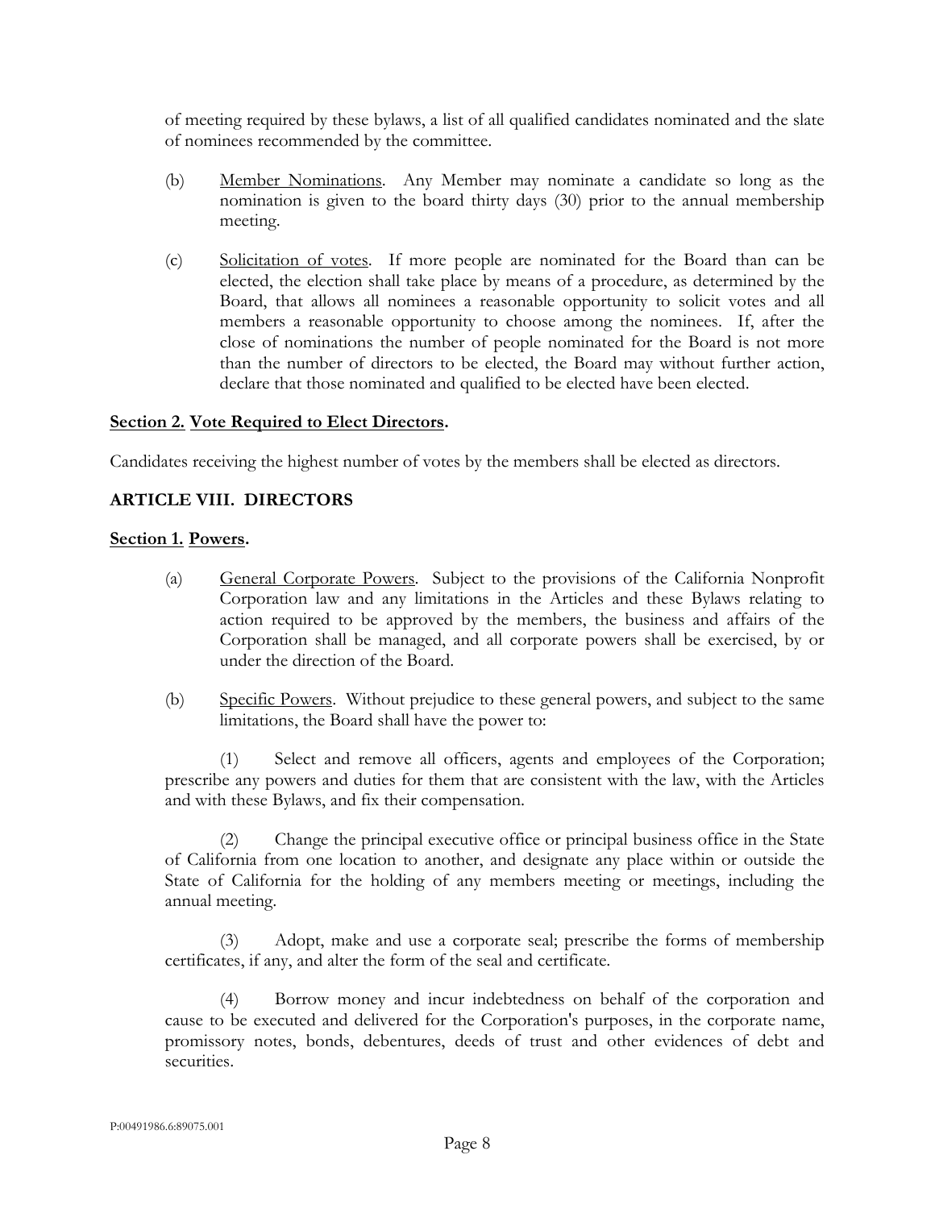of meeting required by these bylaws, a list of all qualified candidates nominated and the slate of nominees recommended by the committee.

(b) Member Nominations. Any Member may nominate a candidate so long as the nomination is given to the board thirty days (30) prior to the annual membership meeting.

(c) Solicitation of votes. If more people are nominated for the Board than can be elected, the election shall take place by means of a procedure, as determined by the Board, that allows all nominees a reasonable opportunity to solicit votes and all members a reasonable opportunity to choose among the nominees. If, after the close of nominations the number of people nominated for the Board is not more than the number of directors to be elected, the Board may without further action, declare that those nominated and qualified to be elected have been elected.

**Section 2. Vote Required to Elect Directors.**

Candidates receiving the highest number of votes by the members shall be elected as directors.

## ARTICLE VIII. DIRECTORS

**Section 1. Powers.**

(a) General Corporate Powers. Subject to the provisions of the California Nonprofit Corporation law and any limitations in the Articles and these Bylaws relating to action required to be approved by the members, the business and affairs of the Corporation shall be managed, and all corporate powers shall be exercised, by or under the direction of the Board.

(b) Specific Powers. Without prejudice to these general powers, and subject to the same limitations, the Board shall have the power to:

(1) Select and remove all officers, agents and employees of the Corporation; prescribe any powers and duties for them that are consistent with the law, with the Articles and with these Bylaws, and fix their compensation.

(2) Change the principal executive office or principal business office in the State of California from one location to another, and designate any place within or outside the State of California for the holding of any members meeting or meetings, including the annual meeting.

(3) Adopt, make and use a corporate seal; prescribe the forms of membership certificates, if any, and alter the form of the seal and certificate.

(4) Borrow money and incur indebtedness on behalf of the corporation and cause to be executed and delivered for the Corporation's purposes, in the corporate name, promissory notes, bonds, debentures, deeds of trust and other evidences of debt and securities.

P:00491986.6:89075.001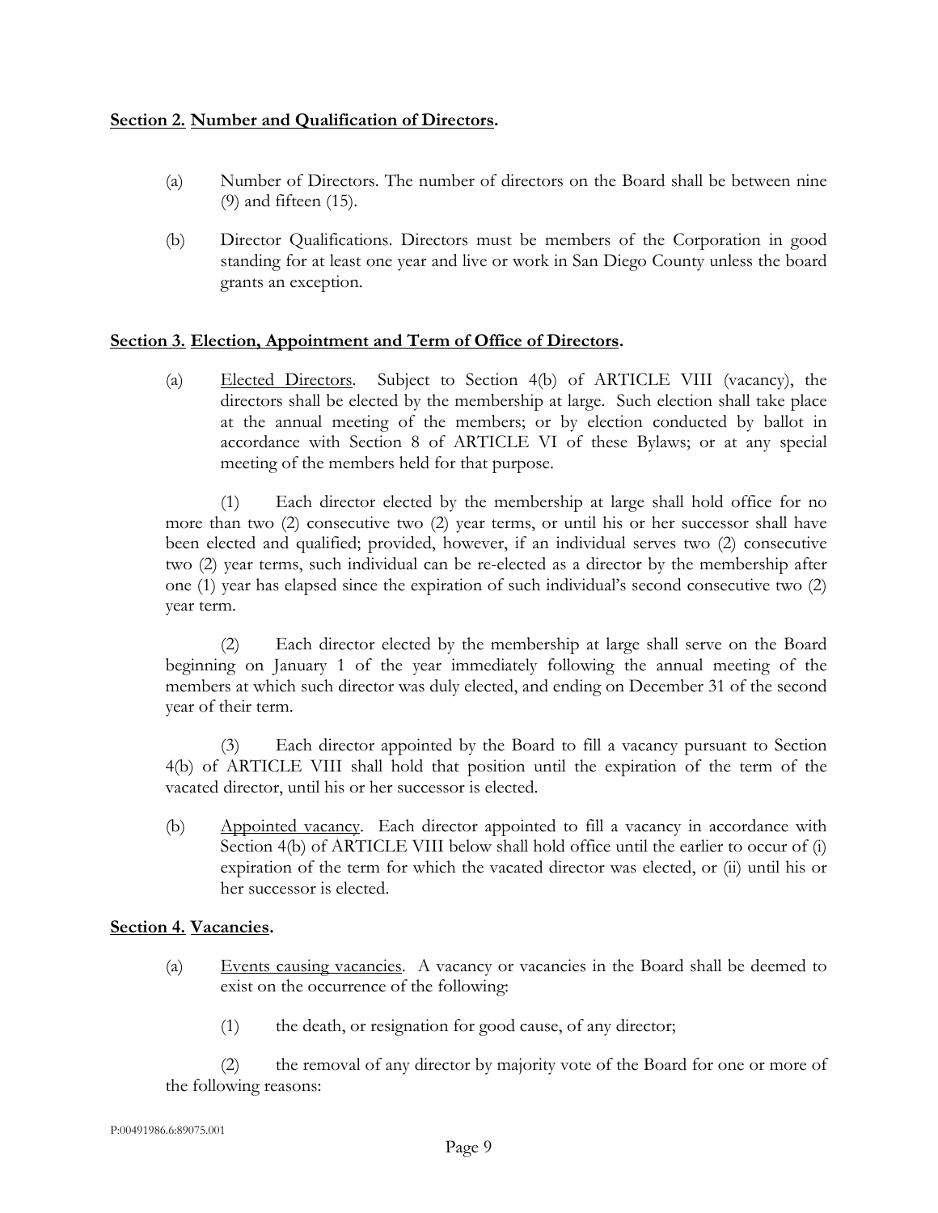**Section 2. Number and Qualification of Directors.**

(a) Number of Directors. The number of directors on the Board shall be between nine (9) and fifteen (15).

(b) Director Qualifications. Directors must be members of the Corporation in good standing for at least one year and live or work in San Diego County unless the board grants an exception.

**Section 3. Election, Appointment and Term of Office of Directors.**

(a) Elected Directors. Subject to Section 4(b) of ARTICLE VIII (vacancy), the directors shall be elected by the membership at large. Such election shall take place at the annual meeting of the members; or by election conducted by ballot in accordance with Section 8 of ARTICLE VI of these Bylaws; or at any special meeting of the members held for that purpose.

(1) Each director elected by the membership at large shall hold office for no more than two (2) consecutive two (2) year terms, or until his or her successor shall have been elected and qualified; provided, however, if an individual serves two (2) consecutive two (2) year terms, such individual can be re-elected as a director by the membership after one (1) year has elapsed since the expiration of such individual's second consecutive two (2) year term.

(2) Each director elected by the membership at large shall serve on the Board beginning on January 1 of the year immediately following the annual meeting of the members at which such director was duly elected, and ending on December 31 of the second year of their term.

(3) Each director appointed by the Board to fill a vacancy pursuant to Section 4(b) of ARTICLE VIII shall hold that position until the expiration of the term of the vacated director, until his or her successor is elected.

(b) Appointed vacancy. Each director appointed to fill a vacancy in accordance with Section 4(b) of ARTICLE VIII below shall hold office until the earlier to occur of (i) expiration of the term for which the vacated director was elected, or (ii) until his or her successor is elected.

**Section 4. Vacancies.**

(a) Events causing vacancies. A vacancy or vacancies in the Board shall be deemed to exist on the occurrence of the following:

(1) the death, or resignation for good cause, of any director;

(2) the removal of any director by majority vote of the Board for one or more of the following reasons: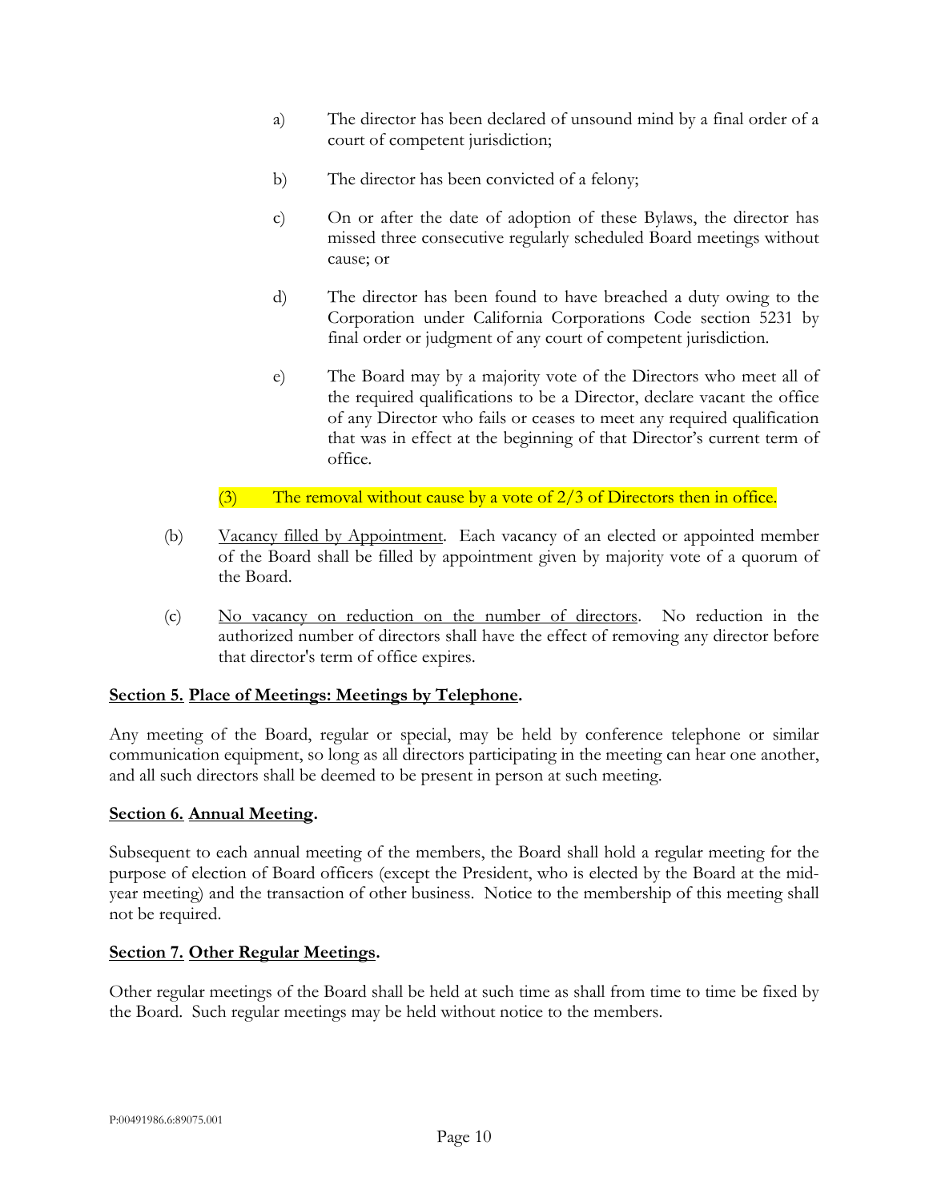a) The director has been declared of unsound mind by a final order of a court of competent jurisdiction;

b) The director has been convicted of a felony;

c) On or after the date of adoption of these Bylaws, the director has missed three consecutive regularly scheduled Board meetings without cause; or

d) The director has been found to have breached a duty owing to the Corporation under California Corporations Code section 5231 by final order or judgment of any court of competent jurisdiction.

e) The Board may by a majority vote of the Directors who meet all of the required qualifications to be a Director, declare vacant the office of any Director who fails or ceases to meet any required qualification that was in effect at the beginning of that Director's current term of office.

(3) The removal without cause by a vote of 2/3 of Directors then in office.

(b) Vacancy filled by Appointment. Each vacancy of an elected or appointed member of the Board shall be filled by appointment given by majority vote of a quorum of the Board.

(c) No vacancy on reduction on the number of directors. No reduction in the authorized number of directors shall have the effect of removing any director before that director's term of office expires.

**Section 5. Place of Meetings: Meetings by Telephone.**

Any meeting of the Board, regular or special, may be held by conference telephone or similar communication equipment, so long as all directors participating in the meeting can hear one another, and all such directors shall be deemed to be present in person at such meeting.

**Section 6. Annual Meeting.**

Subsequent to each annual meeting of the members, the Board shall hold a regular meeting for the purpose of election of Board officers (except the President, who is elected by the Board at the mid-year meeting) and the transaction of other business. Notice to the membership of this meeting shall not be required.

**Section 7. Other Regular Meetings.**

Other regular meetings of the Board shall be held at such time as shall from time to time be fixed by the Board. Such regular meetings may be held without notice to the members.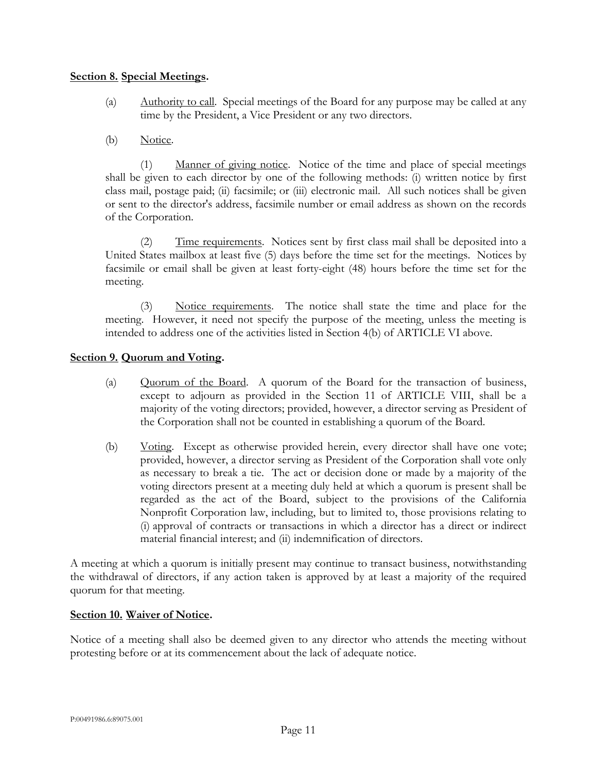**Section 8. Special Meetings.**

(a) Authority to call. Special meetings of the Board for any purpose may be called at any time by the President, a Vice President or any two directors.

(b) Notice.

(1) Manner of giving notice. Notice of the time and place of special meetings shall be given to each director by one of the following methods: (i) written notice by first class mail, postage paid; (ii) facsimile; or (iii) electronic mail. All such notices shall be given or sent to the director's address, facsimile number or email address as shown on the records of the Corporation.

(2) Time requirements. Notices sent by first class mail shall be deposited into a United States mailbox at least five (5) days before the time set for the meetings. Notices by facsimile or email shall be given at least forty-eight (48) hours before the time set for the meeting.

(3) Notice requirements. The notice shall state the time and place for the meeting. However, it need not specify the purpose of the meeting, unless the meeting is intended to address one of the activities listed in Section 4(b) of ARTICLE VI above.

**Section 9. Quorum and Voting.**

(a) Quorum of the Board. A quorum of the Board for the transaction of business, except to adjourn as provided in the Section 11 of ARTICLE VIII, shall be a majority of the voting directors; provided, however, a director serving as President of the Corporation shall not be counted in establishing a quorum of the Board.

(b) Voting. Except as otherwise provided herein, every director shall have one vote; provided, however, a director serving as President of the Corporation shall vote only as necessary to break a tie. The act or decision done or made by a majority of the voting directors present at a meeting duly held at which a quorum is present shall be regarded as the act of the Board, subject to the provisions of the California Nonprofit Corporation law, including, but to limited to, those provisions relating to (i) approval of contracts or transactions in which a director has a direct or indirect material financial interest; and (ii) indemnification of directors.

A meeting at which a quorum is initially present may continue to transact business, notwithstanding the withdrawal of directors, if any action taken is approved by at least a majority of the required quorum for that meeting.

**Section 10. Waiver of Notice.**

Notice of a meeting shall also be deemed given to any director who attends the meeting without protesting before or at its commencement about the lack of adequate notice.

P:00491986.6:89075.001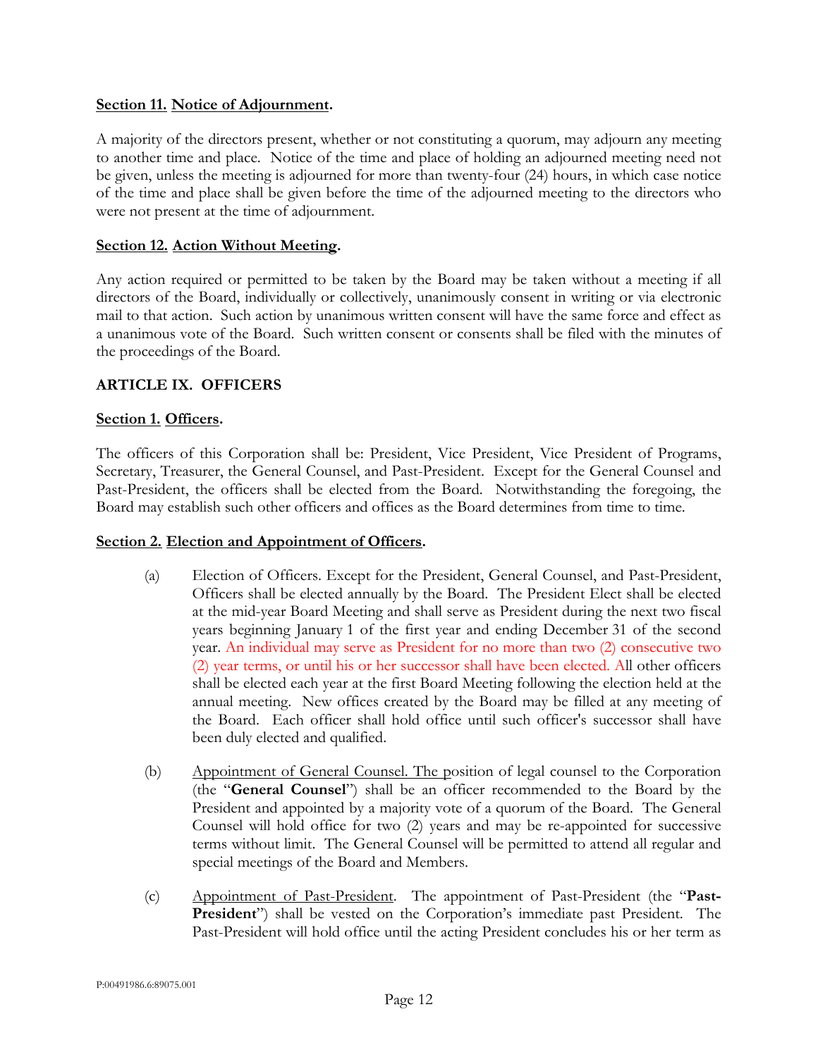**<u>Section 11.</u> <u>Notice of Adjournment</u>.**

A majority of the directors present, whether or not constituting a quorum, may adjourn any meeting to another time and place. Notice of the time and place of holding an adjourned meeting need not be given, unless the meeting is adjourned for more than twenty-four (24) hours, in which case notice of the time and place shall be given before the time of the adjourned meeting to the directors who were not present at the time of adjournment.

**<u>Section 12.</u> <u>Action Without Meeting</u>.**

Any action required or permitted to be taken by the Board may be taken without a meeting if all directors of the Board, individually or collectively, unanimously consent in writing or via electronic mail to that action. Such action by unanimous written consent will have the same force and effect as a unanimous vote of the Board. Such written consent or consents shall be filed with the minutes of the proceedings of the Board.

## ARTICLE IX. OFFICERS

**<u>Section 1.</u> <u>Officers</u>.**

The officers of this Corporation shall be: President, Vice President, Vice President of Programs, Secretary, Treasurer, the General Counsel, and Past-President. Except for the General Counsel and Past-President, the officers shall be elected from the Board. Notwithstanding the foregoing, the Board may establish such other officers and offices as the Board determines from time to time.

**<u>Section 2.</u> <u>Election and Appointment of Officers</u>.**

(a) Election of Officers. Except for the President, General Counsel, and Past-President, Officers shall be elected annually by the Board. The President Elect shall be elected at the mid-year Board Meeting and shall serve as President during the next two fiscal years beginning January 1 of the first year and ending December 31 of the second year. An individual may serve as President for no more than two (2) consecutive two (2) year terms, or until his or her successor shall have been elected. All other officers shall be elected each year at the first Board Meeting following the election held at the annual meeting. New offices created by the Board may be filled at any meeting of the Board. Each officer shall hold office until such officer's successor shall have been duly elected and qualified.

(b) <u>Appointment of General Counsel. The p</u>osition of legal counsel to the Corporation (the "**General Counsel**") shall be an officer recommended to the Board by the President and appointed by a majority vote of a quorum of the Board. The General Counsel will hold office for two (2) years and may be re-appointed for successive terms without limit. The General Counsel will be permitted to attend all regular and special meetings of the Board and Members.

(c) <u>Appointment of Past-President</u>. The appointment of Past-President (the "**Past-President**") shall be vested on the Corporation's immediate past President. The Past-President will hold office until the acting President concludes his or her term as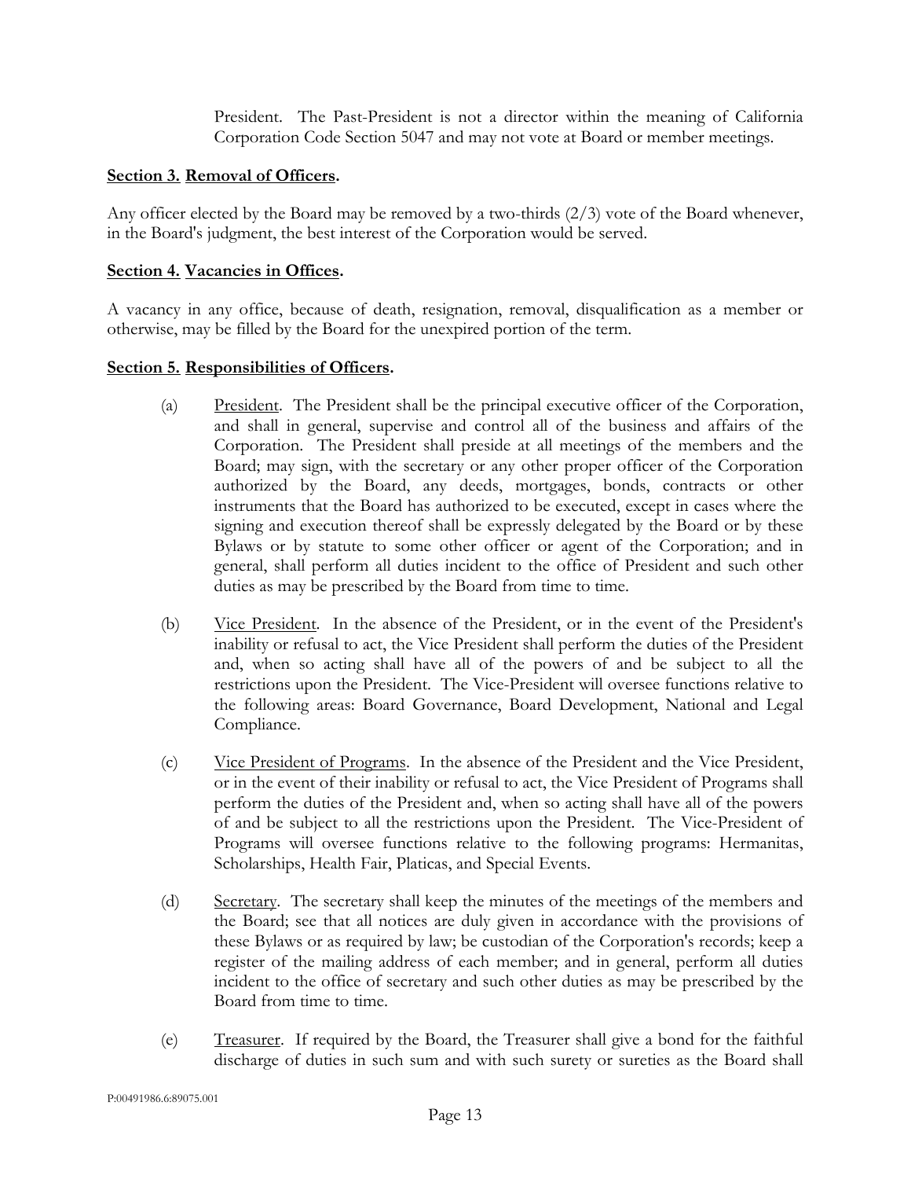President. The Past-President is not a director within the meaning of California Corporation Code Section 5047 and may not vote at Board or member meetings.

**Section 3. Removal of Officers.**

Any officer elected by the Board may be removed by a two-thirds (2/3) vote of the Board whenever, in the Board's judgment, the best interest of the Corporation would be served.

**Section 4. Vacancies in Offices.**

A vacancy in any office, because of death, resignation, removal, disqualification as a member or otherwise, may be filled by the Board for the unexpired portion of the term.

**Section 5. Responsibilities of Officers.**

(a) President. The President shall be the principal executive officer of the Corporation, and shall in general, supervise and control all of the business and affairs of the Corporation. The President shall preside at all meetings of the members and the Board; may sign, with the secretary or any other proper officer of the Corporation authorized by the Board, any deeds, mortgages, bonds, contracts or other instruments that the Board has authorized to be executed, except in cases where the signing and execution thereof shall be expressly delegated by the Board or by these Bylaws or by statute to some other officer or agent of the Corporation; and in general, shall perform all duties incident to the office of President and such other duties as may be prescribed by the Board from time to time.

(b) Vice President. In the absence of the President, or in the event of the President's inability or refusal to act, the Vice President shall perform the duties of the President and, when so acting shall have all of the powers of and be subject to all the restrictions upon the President. The Vice-President will oversee functions relative to the following areas: Board Governance, Board Development, National and Legal Compliance.

(c) Vice President of Programs. In the absence of the President and the Vice President, or in the event of their inability or refusal to act, the Vice President of Programs shall perform the duties of the President and, when so acting shall have all of the powers of and be subject to all the restrictions upon the President. The Vice-President of Programs will oversee functions relative to the following programs: Hermanitas, Scholarships, Health Fair, Platicas, and Special Events.

(d) Secretary. The secretary shall keep the minutes of the meetings of the members and the Board; see that all notices are duly given in accordance with the provisions of these Bylaws or as required by law; be custodian of the Corporation's records; keep a register of the mailing address of each member; and in general, perform all duties incident to the office of secretary and such other duties as may be prescribed by the Board from time to time.

(e) Treasurer. If required by the Board, the Treasurer shall give a bond for the faithful discharge of duties in such sum and with such surety or sureties as the Board shall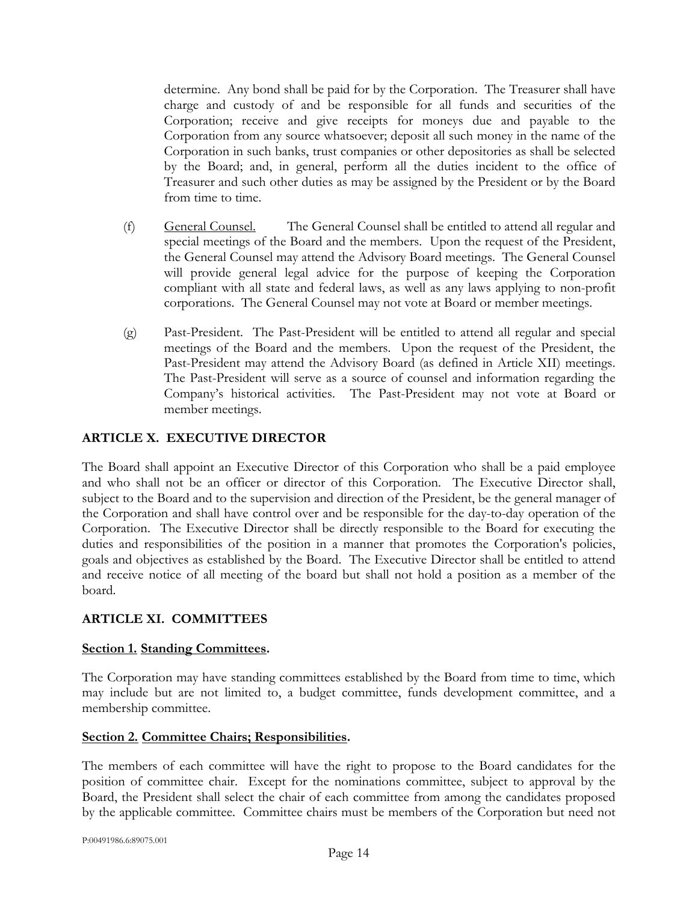determine. Any bond shall be paid for by the Corporation. The Treasurer shall have charge and custody of and be responsible for all funds and securities of the Corporation; receive and give receipts for moneys due and payable to the Corporation from any source whatsoever; deposit all such money in the name of the Corporation in such banks, trust companies or other depositories as shall be selected by the Board; and, in general, perform all the duties incident to the office of Treasurer and such other duties as may be assigned by the President or by the Board from time to time.

(f) General Counsel. The General Counsel shall be entitled to attend all regular and special meetings of the Board and the members. Upon the request of the President, the General Counsel may attend the Advisory Board meetings. The General Counsel will provide general legal advice for the purpose of keeping the Corporation compliant with all state and federal laws, as well as any laws applying to non-profit corporations. The General Counsel may not vote at Board or member meetings.

(g) Past-President. The Past-President will be entitled to attend all regular and special meetings of the Board and the members. Upon the request of the President, the Past-President may attend the Advisory Board (as defined in Article XII) meetings. The Past-President will serve as a source of counsel and information regarding the Company's historical activities. The Past-President may not vote at Board or member meetings.

## ARTICLE X. EXECUTIVE DIRECTOR

The Board shall appoint an Executive Director of this Corporation who shall be a paid employee and who shall not be an officer or director of this Corporation. The Executive Director shall, subject to the Board and to the supervision and direction of the President, be the general manager of the Corporation and shall have control over and be responsible for the day-to-day operation of the Corporation. The Executive Director shall be directly responsible to the Board for executing the duties and responsibilities of the position in a manner that promotes the Corporation's policies, goals and objectives as established by the Board. The Executive Director shall be entitled to attend and receive notice of all meeting of the board but shall not hold a position as a member of the board.

## ARTICLE XI. COMMITTEES

### Section 1. Standing Committees.

The Corporation may have standing committees established by the Board from time to time, which may include but are not limited to, a budget committee, funds development committee, and a membership committee.

### Section 2. Committee Chairs; Responsibilities.

The members of each committee will have the right to propose to the Board candidates for the position of committee chair. Except for the nominations committee, subject to approval by the Board, the President shall select the chair of each committee from among the candidates proposed by the applicable committee. Committee chairs must be members of the Corporation but need not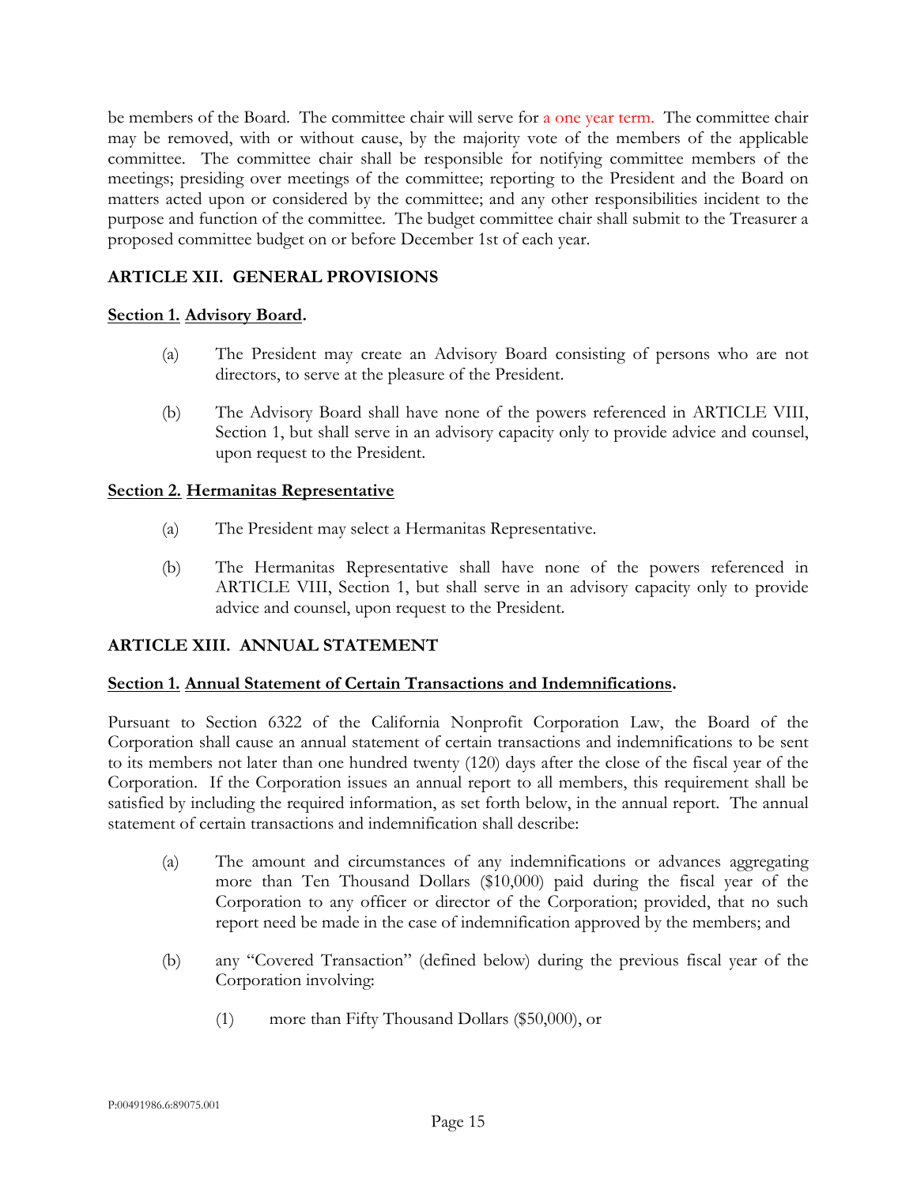be members of the Board. The committee chair will serve for a one year term. The committee chair may be removed, with or without cause, by the majority vote of the members of the applicable committee. The committee chair shall be responsible for notifying committee members of the meetings; presiding over meetings of the committee; reporting to the President and the Board on matters acted upon or considered by the committee; and any other responsibilities incident to the purpose and function of the committee. The budget committee chair shall submit to the Treasurer a proposed committee budget on or before December 1st of each year.

## ARTICLE XII. GENERAL PROVISIONS

**Section 1. Advisory Board.**

(a) The President may create an Advisory Board consisting of persons who are not directors, to serve at the pleasure of the President.

(b) The Advisory Board shall have none of the powers referenced in ARTICLE VIII, Section 1, but shall serve in an advisory capacity only to provide advice and counsel, upon request to the President.

**Section 2. Hermanitas Representative**

(a) The President may select a Hermanitas Representative.

(b) The Hermanitas Representative shall have none of the powers referenced in ARTICLE VIII, Section 1, but shall serve in an advisory capacity only to provide advice and counsel, upon request to the President.

## ARTICLE XIII. ANNUAL STATEMENT

**Section 1. Annual Statement of Certain Transactions and Indemnifications.**

Pursuant to Section 6322 of the California Nonprofit Corporation Law, the Board of the Corporation shall cause an annual statement of certain transactions and indemnifications to be sent to its members not later than one hundred twenty (120) days after the close of the fiscal year of the Corporation. If the Corporation issues an annual report to all members, this requirement shall be satisfied by including the required information, as set forth below, in the annual report. The annual statement of certain transactions and indemnification shall describe:

(a) The amount and circumstances of any indemnifications or advances aggregating more than Ten Thousand Dollars ($10,000) paid during the fiscal year of the Corporation to any officer or director of the Corporation; provided, that no such report need be made in the case of indemnification approved by the members; and

(b) any "Covered Transaction" (defined below) during the previous fiscal year of the Corporation involving:

(1) more than Fifty Thousand Dollars ($50,000), or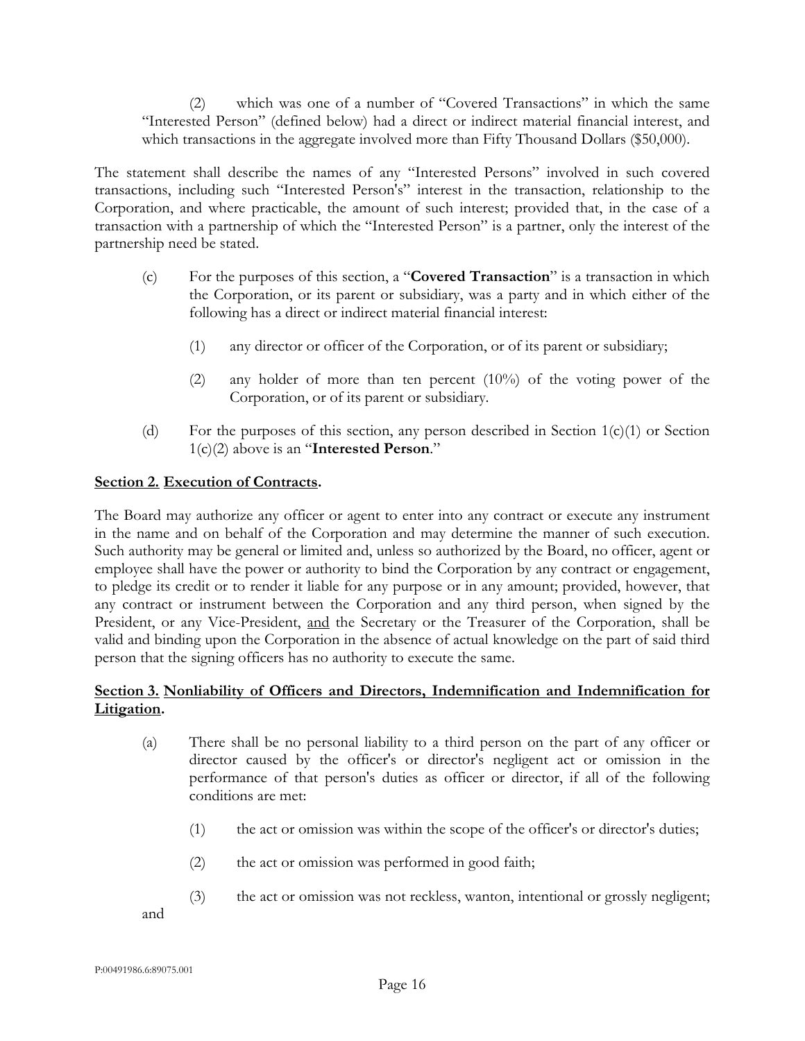(2) which was one of a number of "Covered Transactions" in which the same "Interested Person" (defined below) had a direct or indirect material financial interest, and which transactions in the aggregate involved more than Fifty Thousand Dollars ($50,000).

The statement shall describe the names of any "Interested Persons" involved in such covered transactions, including such "Interested Person's" interest in the transaction, relationship to the Corporation, and where practicable, the amount of such interest; provided that, in the case of a transaction with a partnership of which the "Interested Person" is a partner, only the interest of the partnership need be stated.

(c) For the purposes of this section, a "**Covered Transaction**" is a transaction in which the Corporation, or its parent or subsidiary, was a party and in which either of the following has a direct or indirect material financial interest:

(1) any director or officer of the Corporation, or of its parent or subsidiary;

(2) any holder of more than ten percent (10%) of the voting power of the Corporation, or of its parent or subsidiary.

(d) For the purposes of this section, any person described in Section 1(c)(1) or Section 1(c)(2) above is an "**Interested Person**."

**Section 2. Execution of Contracts.**

The Board may authorize any officer or agent to enter into any contract or execute any instrument in the name and on behalf of the Corporation and may determine the manner of such execution. Such authority may be general or limited and, unless so authorized by the Board, no officer, agent or employee shall have the power or authority to bind the Corporation by any contract or engagement, to pledge its credit or to render it liable for any purpose or in any amount; provided, however, that any contract or instrument between the Corporation and any third person, when signed by the President, or any Vice-President, and the Secretary or the Treasurer of the Corporation, shall be valid and binding upon the Corporation in the absence of actual knowledge on the part of said third person that the signing officers has no authority to execute the same.

**Section 3. Nonliability of Officers and Directors, Indemnification and Indemnification for Litigation.**

(a) There shall be no personal liability to a third person on the part of any officer or director caused by the officer's or director's negligent act or omission in the performance of that person's duties as officer or director, if all of the following conditions are met:

(1) the act or omission was within the scope of the officer's or director's duties;

(2) the act or omission was performed in good faith;

(3) the act or omission was not reckless, wanton, intentional or grossly negligent; and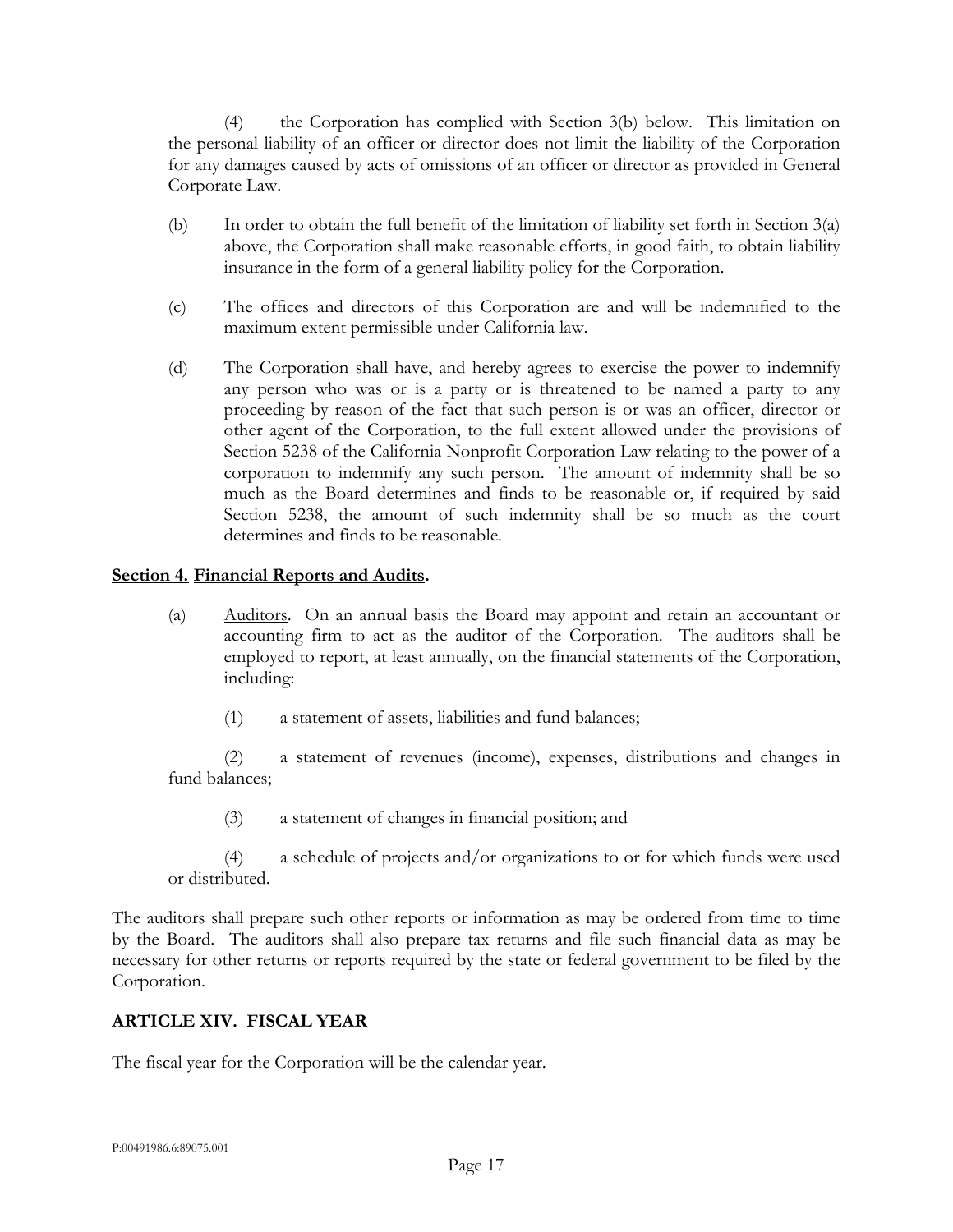(4) the Corporation has complied with Section 3(b) below. This limitation on the personal liability of an officer or director does not limit the liability of the Corporation for any damages caused by acts of omissions of an officer or director as provided in General Corporate Law.

(b) In order to obtain the full benefit of the limitation of liability set forth in Section 3(a) above, the Corporation shall make reasonable efforts, in good faith, to obtain liability insurance in the form of a general liability policy for the Corporation.

(c) The offices and directors of this Corporation are and will be indemnified to the maximum extent permissible under California law.

(d) The Corporation shall have, and hereby agrees to exercise the power to indemnify any person who was or is a party or is threatened to be named a party to any proceeding by reason of the fact that such person is or was an officer, director or other agent of the Corporation, to the full extent allowed under the provisions of Section 5238 of the California Nonprofit Corporation Law relating to the power of a corporation to indemnify any such person. The amount of indemnity shall be so much as the Board determines and finds to be reasonable or, if required by said Section 5238, the amount of such indemnity shall be so much as the court determines and finds to be reasonable.

**Section 4. Financial Reports and Audits.**

(a) Auditors. On an annual basis the Board may appoint and retain an accountant or accounting firm to act as the auditor of the Corporation. The auditors shall be employed to report, at least annually, on the financial statements of the Corporation, including:

(1) a statement of assets, liabilities and fund balances;

(2) a statement of revenues (income), expenses, distributions and changes in fund balances;

(3) a statement of changes in financial position; and

(4) a schedule of projects and/or organizations to or for which funds were used or distributed.

The auditors shall prepare such other reports or information as may be ordered from time to time by the Board. The auditors shall also prepare tax returns and file such financial data as may be necessary for other returns or reports required by the state or federal government to be filed by the Corporation.

## ARTICLE XIV. FISCAL YEAR

The fiscal year for the Corporation will be the calendar year.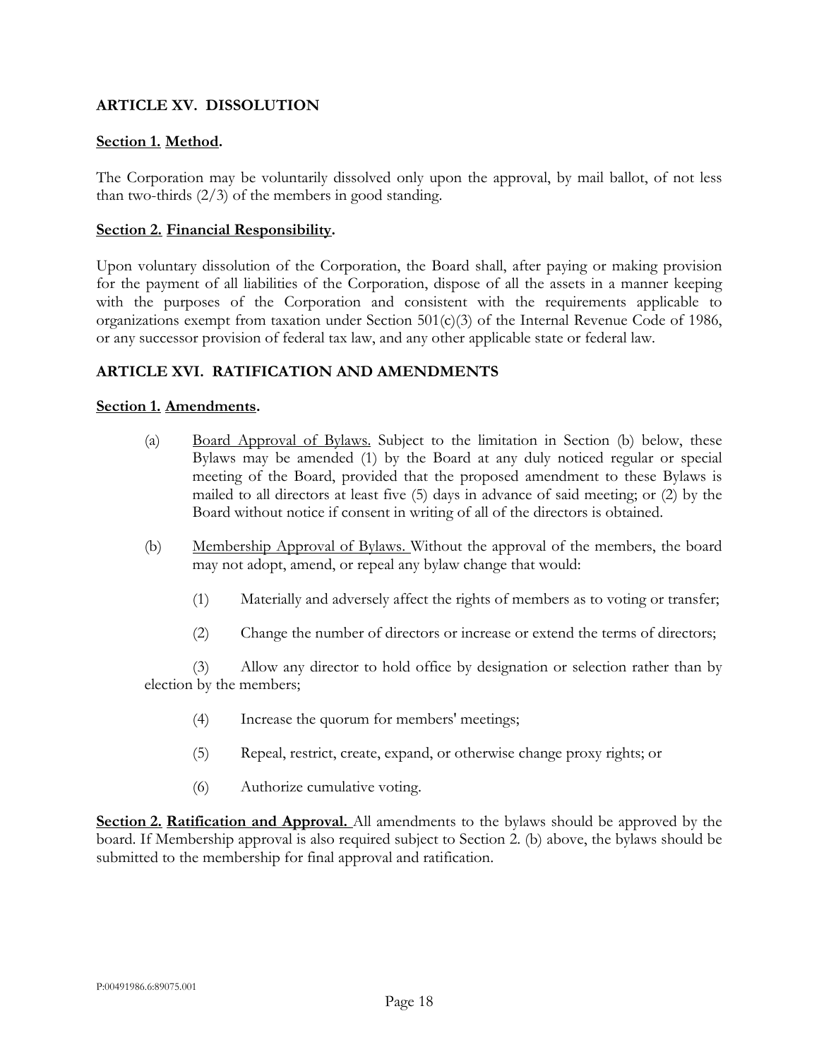## ARTICLE XV. DISSOLUTION

**Section 1. Method.**

The Corporation may be voluntarily dissolved only upon the approval, by mail ballot, of not less than two-thirds (2/3) of the members in good standing.

**Section 2. Financial Responsibility.**

Upon voluntary dissolution of the Corporation, the Board shall, after paying or making provision for the payment of all liabilities of the Corporation, dispose of all the assets in a manner keeping with the purposes of the Corporation and consistent with the requirements applicable to organizations exempt from taxation under Section 501(c)(3) of the Internal Revenue Code of 1986, or any successor provision of federal tax law, and any other applicable state or federal law.

## ARTICLE XVI. RATIFICATION AND AMENDMENTS

**Section 1. Amendments.**

(a) Board Approval of Bylaws. Subject to the limitation in Section (b) below, these Bylaws may be amended (1) by the Board at any duly noticed regular or special meeting of the Board, provided that the proposed amendment to these Bylaws is mailed to all directors at least five (5) days in advance of said meeting; or (2) by the Board without notice if consent in writing of all of the directors is obtained.

(b) Membership Approval of Bylaws. Without the approval of the members, the board may not adopt, amend, or repeal any bylaw change that would:

(1) Materially and adversely affect the rights of members as to voting or transfer;

(2) Change the number of directors or increase or extend the terms of directors;

(3) Allow any director to hold office by designation or selection rather than by election by the members;

(4) Increase the quorum for members' meetings;

(5) Repeal, restrict, create, expand, or otherwise change proxy rights; or

(6) Authorize cumulative voting.

**Section 2. Ratification and Approval.** All amendments to the bylaws should be approved by the board. If Membership approval is also required subject to Section 2. (b) above, the bylaws should be submitted to the membership for final approval and ratification.

P:00491986.6:89075.001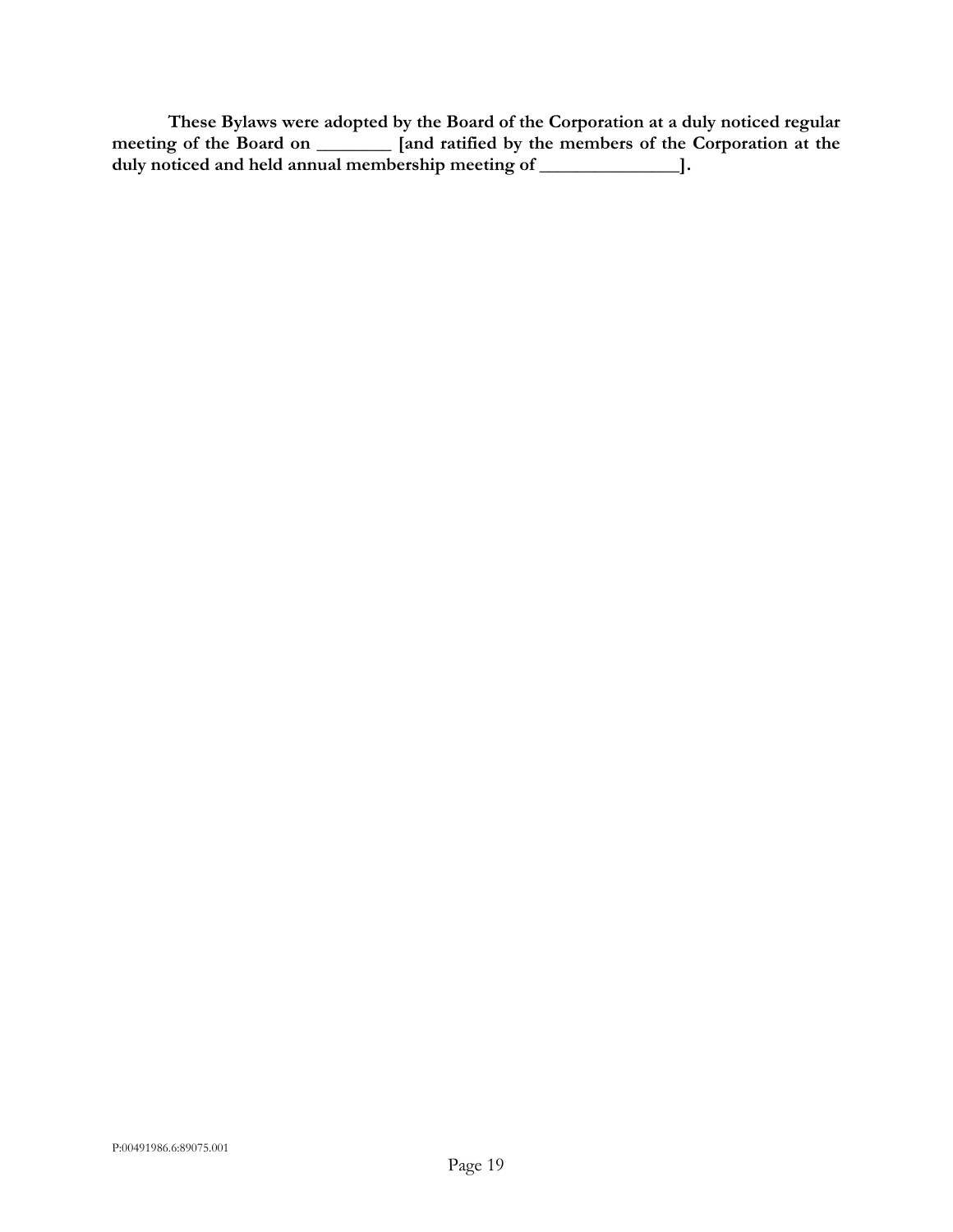**These Bylaws were adopted by the Board of the Corporation at a duly noticed regular meeting of the Board on ________ [and ratified by the members of the Corporation at the duly noticed and held annual membership meeting of _______________].**

P:00491986.6:89075.001